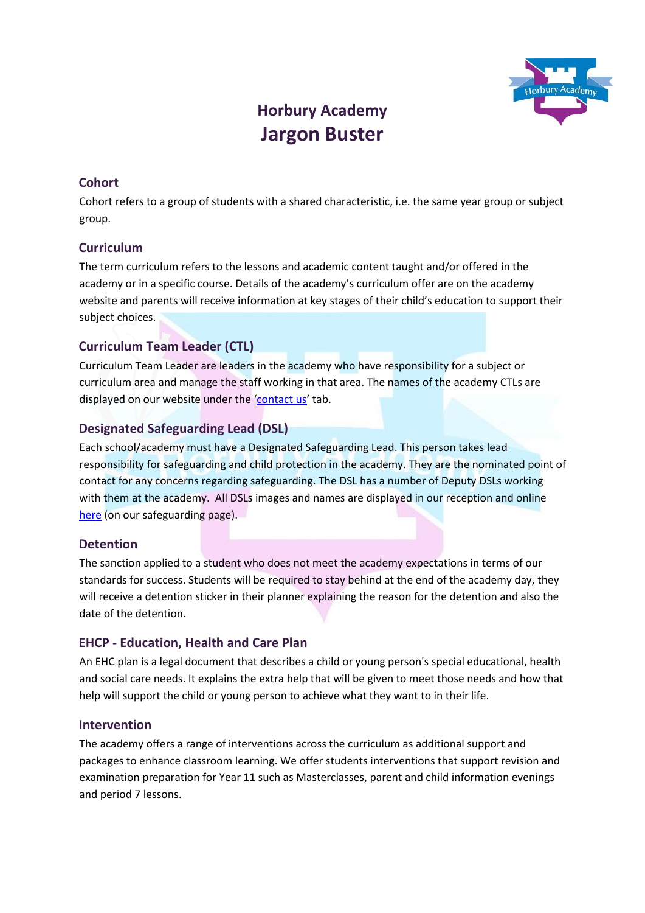# Horbury Academy
# Jargon Buster

## Cohort

Cohort refers to a group of students with a shared characteristic, i.e. the same year group or subject group.

## Curriculum

The term curriculum refers to the lessons and academic content taught and/or offered in the academy or in a specific course. Details of the academy's curriculum offer are on the academy website and parents will receive information at key stages of their child's education to support their subject choices.

## Curriculum Team Leader (CTL)

Curriculum Team Leader are leaders in the academy who have responsibility for a subject or curriculum area and manage the staff working in that area. The names of the academy CTLs are displayed on our website under the 'contact us' tab.

## Designated Safeguarding Lead (DSL)

Each school/academy must have a Designated Safeguarding Lead. This person takes lead responsibility for safeguarding and child protection in the academy. They are the nominated point of contact for any concerns regarding safeguarding. The DSL has a number of Deputy DSLs working with them at the academy. All DSLs images and names are displayed in our reception and online here (on our safeguarding page).

## Detention

The sanction applied to a student who does not meet the academy expectations in terms of our standards for success. Students will be required to stay behind at the end of the academy day, they will receive a detention sticker in their planner explaining the reason for the detention and also the date of the detention.

## EHCP - Education, Health and Care Plan

An EHC plan is a legal document that describes a child or young person's special educational, health and social care needs. It explains the extra help that will be given to meet those needs and how that help will support the child or young person to achieve what they want to in their life.

## Intervention

The academy offers a range of interventions across the curriculum as additional support and packages to enhance classroom learning. We offer students interventions that support revision and examination preparation for Year 11 such as Masterclasses, parent and child information evenings and period 7 lessons.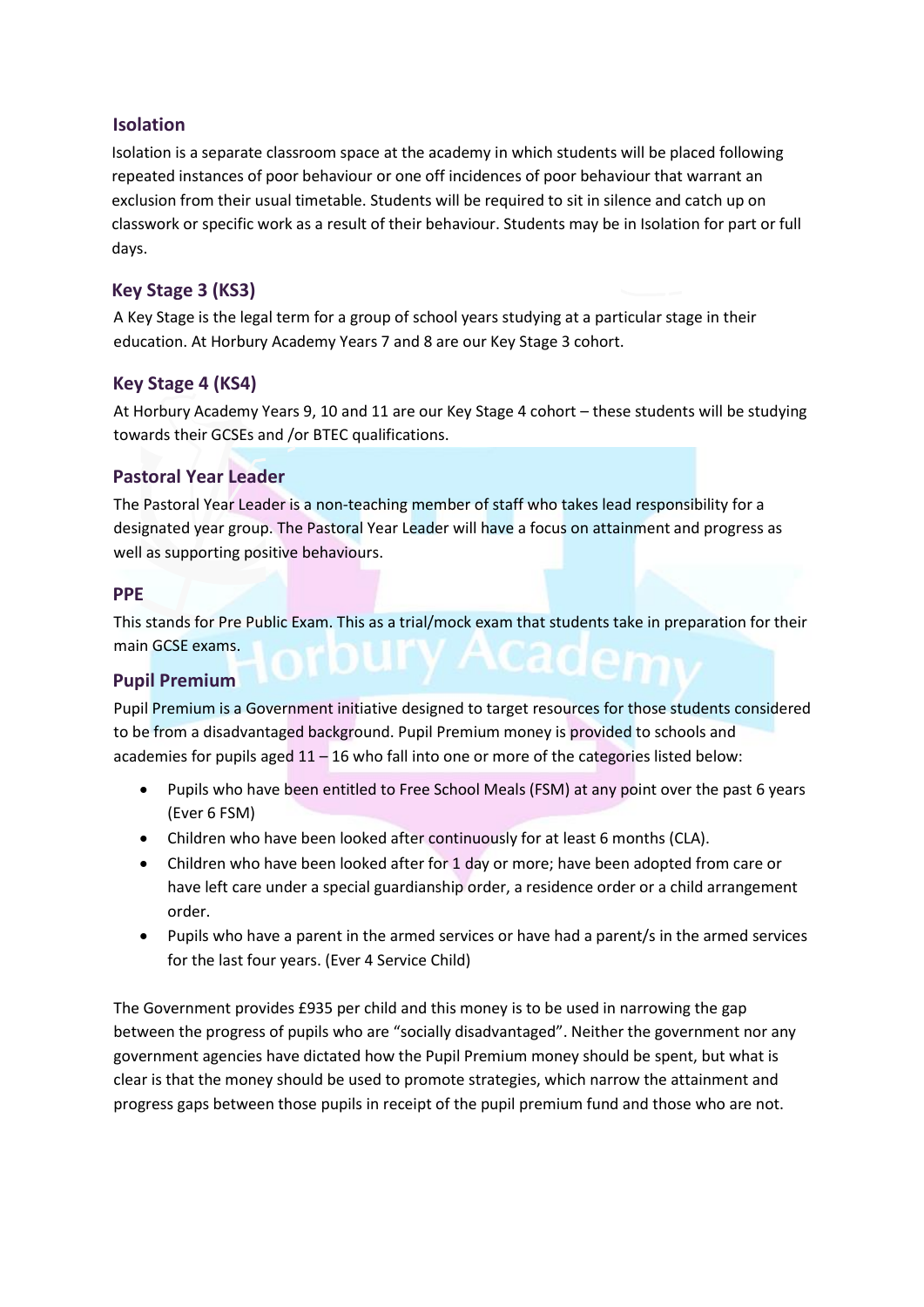## Isolation

Isolation is a separate classroom space at the academy in which students will be placed following repeated instances of poor behaviour or one off incidences of poor behaviour that warrant an exclusion from their usual timetable. Students will be required to sit in silence and catch up on classwork or specific work as a result of their behaviour. Students may be in Isolation for part or full days.

## Key Stage 3 (KS3)

A Key Stage is the legal term for a group of school years studying at a particular stage in their education. At Horbury Academy Years 7 and 8 are our Key Stage 3 cohort.

## Key Stage 4 (KS4)

At Horbury Academy Years 9, 10 and 11 are our Key Stage 4 cohort – these students will be studying towards their GCSEs and /or BTEC qualifications.

## Pastoral Year Leader

The Pastoral Year Leader is a non-teaching member of staff who takes lead responsibility for a designated year group. The Pastoral Year Leader will have a focus on attainment and progress as well as supporting positive behaviours.

## PPE

This stands for Pre Public Exam. This as a trial/mock exam that students take in preparation for their main GCSE exams.

## Pupil Premium

Pupil Premium is a Government initiative designed to target resources for those students considered to be from a disadvantaged background. Pupil Premium money is provided to schools and academies for pupils aged 11 – 16 who fall into one or more of the categories listed below:

- Pupils who have been entitled to Free School Meals (FSM) at any point over the past 6 years (Ever 6 FSM)
- Children who have been looked after continuously for at least 6 months (CLA).
- Children who have been looked after for 1 day or more; have been adopted from care or have left care under a special guardianship order, a residence order or a child arrangement order.
- Pupils who have a parent in the armed services or have had a parent/s in the armed services for the last four years. (Ever 4 Service Child)

The Government provides £935 per child and this money is to be used in narrowing the gap between the progress of pupils who are "socially disadvantaged". Neither the government nor any government agencies have dictated how the Pupil Premium money should be spent, but what is clear is that the money should be used to promote strategies, which narrow the attainment and progress gaps between those pupils in receipt of the pupil premium fund and those who are not.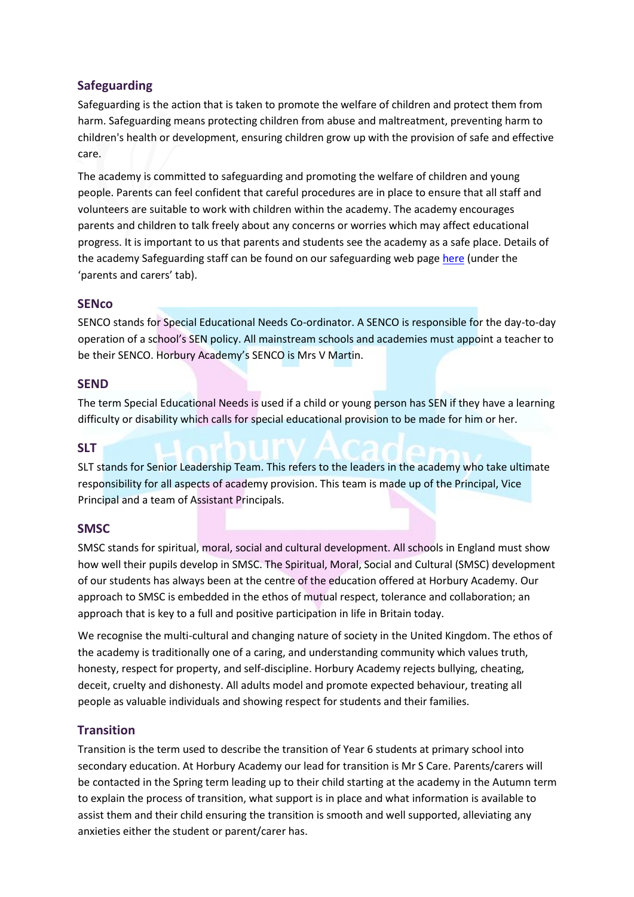## Safeguarding

Safeguarding is the action that is taken to promote the welfare of children and protect them from harm. Safeguarding means protecting children from abuse and maltreatment, preventing harm to children's health or development, ensuring children grow up with the provision of safe and effective care.

The academy is committed to safeguarding and promoting the welfare of children and young people. Parents can feel confident that careful procedures are in place to ensure that all staff and volunteers are suitable to work with children within the academy. The academy encourages parents and children to talk freely about any concerns or worries which may affect educational progress. It is important to us that parents and students see the academy as a safe place. Details of the academy Safeguarding staff can be found on our safeguarding web page here (under the 'parents and carers' tab).

## SENco

SENCO stands for Special Educational Needs Co-ordinator. A SENCO is responsible for the day-to-day operation of a school's SEN policy. All mainstream schools and academies must appoint a teacher to be their SENCO. Horbury Academy's SENCO is Mrs V Martin.

## SEND

The term Special Educational Needs is used if a child or young person has SEN if they have a learning difficulty or disability which calls for special educational provision to be made for him or her.

## SLT

SLT stands for Senior Leadership Team. This refers to the leaders in the academy who take ultimate responsibility for all aspects of academy provision. This team is made up of the Principal, Vice Principal and a team of Assistant Principals.

## SMSC

SMSC stands for spiritual, moral, social and cultural development. All schools in England must show how well their pupils develop in SMSC. The Spiritual, Moral, Social and Cultural (SMSC) development of our students has always been at the centre of the education offered at Horbury Academy. Our approach to SMSC is embedded in the ethos of mutual respect, tolerance and collaboration; an approach that is key to a full and positive participation in life in Britain today.

We recognise the multi-cultural and changing nature of society in the United Kingdom. The ethos of the academy is traditionally one of a caring, and understanding community which values truth, honesty, respect for property, and self-discipline. Horbury Academy rejects bullying, cheating, deceit, cruelty and dishonesty. All adults model and promote expected behaviour, treating all people as valuable individuals and showing respect for students and their families.

## Transition

Transition is the term used to describe the transition of Year 6 students at primary school into secondary education. At Horbury Academy our lead for transition is Mr S Care. Parents/carers will be contacted in the Spring term leading up to their child starting at the academy in the Autumn term to explain the process of transition, what support is in place and what information is available to assist them and their child ensuring the transition is smooth and well supported, alleviating any anxieties either the student or parent/carer has.